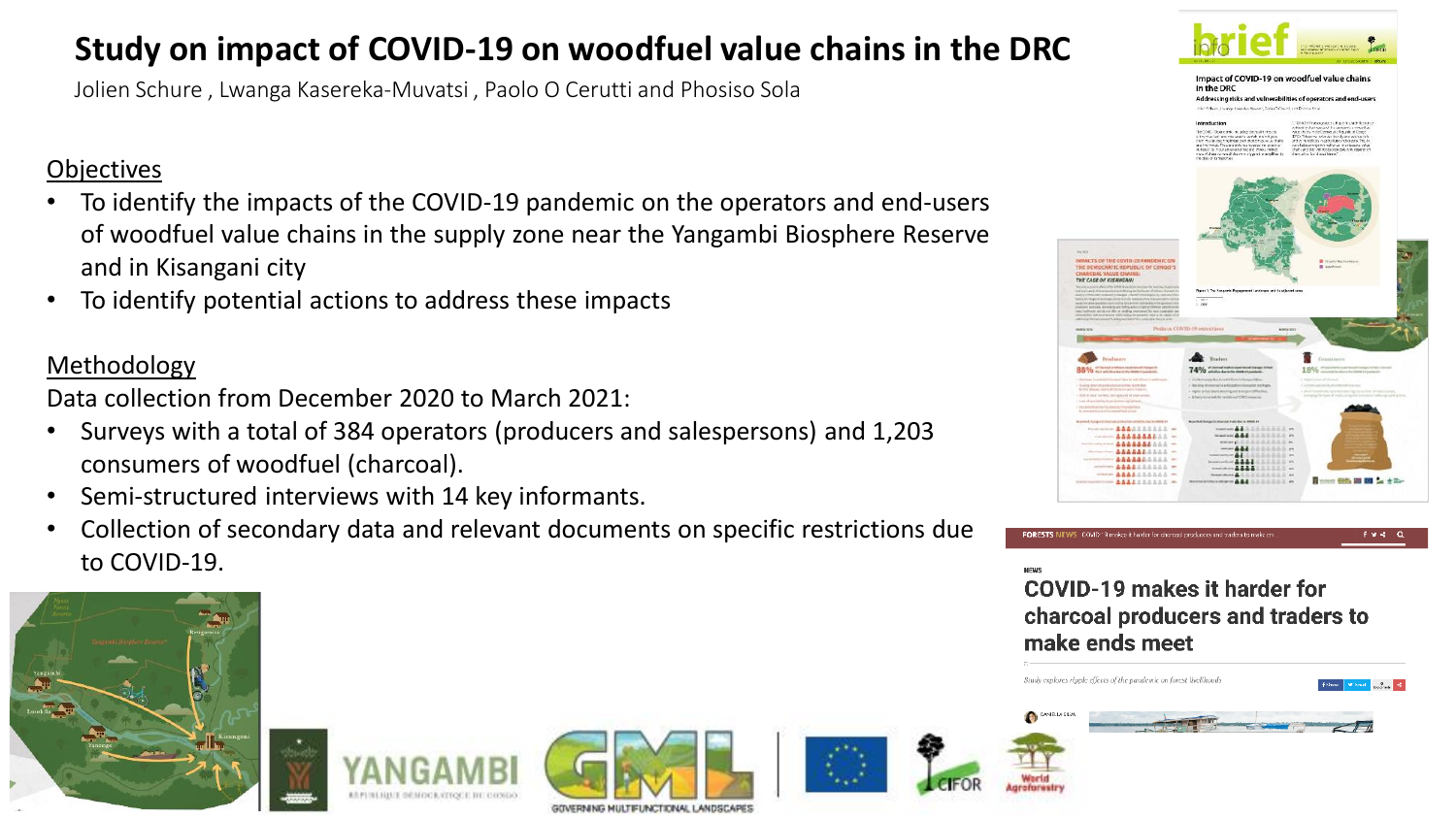# Study on impact of COVID-19 on woodfuel value chains in the DRC

Jolien Schure , Lwanga Kasereka-Muvatsi , Paolo O Cerutti and Phosiso Sola

## Objectives

- To identify the impacts of the COVID-19 pandemic on the operators and end-users of woodfuel value chains in the supply zone near the Yangambi Biosphere Reserve and in Kisangani city
- To identify potential actions to address these impacts

## Methodology

Data collection from December 2020 to March 2021:

- Surveys with a total of 384 operators (producers and salespersons) and 1,203 consumers of woodfuel (charcoal).
- Semi-structured interviews with 14 key informants.
- Collection of secondary data and relevant documents on specific restrictions due to COVID-19.

Impact of COVID-19 on woodfuel value chains in the DRC

Addressing risks and vulnerabilities of operators and end-users

FORESTS NEWS

NEWS

COVID-19 makes it harder for charcoal producers and traders to make ends meet

Study explores ripple effects of the pandemic on forest livelihoods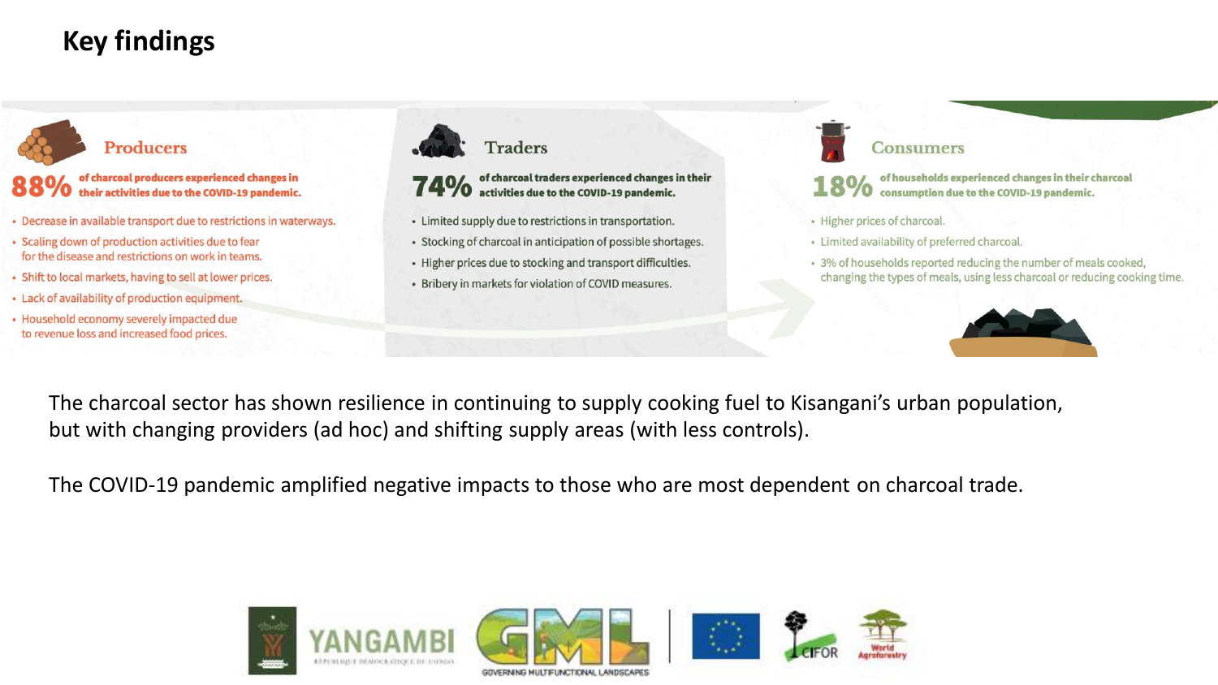# Key findings

### Producers

**88% of charcoal producers experienced changes in their activities due to the COVID-19 pandemic.**

- Decrease in available transport due to restrictions in waterways.
- Scaling down of production activities due to fear for the disease and restrictions on work in teams.
- Shift to local markets, having to sell at lower prices.
- Lack of availability of production equipment.
- Household economy severely impacted due to revenue loss and increased food prices.

### Traders

**74% of charcoal traders experienced changes in their activities due to the COVID-19 pandemic.**

- Limited supply due to restrictions in transportation.
- Stocking of charcoal in anticipation of possible shortages.
- Higher prices due to stocking and transport difficulties.
- Bribery in markets for violation of COVID measures.

### Consumers

**18% of households experienced changes in their charcoal consumption due to the COVID-19 pandemic.**

- Higher prices of charcoal.
- Limited availability of preferred charcoal.
- 3% of households reported reducing the number of meals cooked, changing the types of meals, using less charcoal or reducing cooking time.

The charcoal sector has shown resilience in continuing to supply cooking fuel to Kisangani's urban population, but with changing providers (ad hoc) and shifting supply areas (with less controls).

The COVID-19 pandemic amplified negative impacts to those who are most dependent on charcoal trade.

YANGAMBI — RÉPUBLIQUE DÉMOCRATIQUE DU CONGO | GML — GOVERNING MULTIFUNCTIONAL LANDSCAPES | CIFOR | World Agroforestry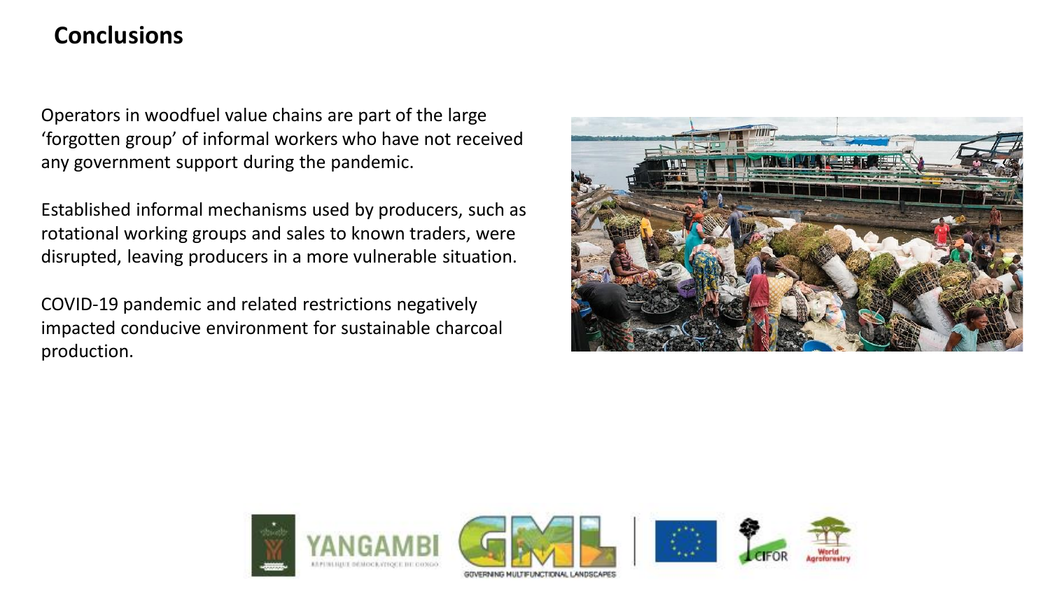# Conclusions

Operators in woodfuel value chains are part of the large 'forgotten group' of informal workers who have not received any government support during the pandemic.

Established informal mechanisms used by producers, such as rotational working groups and sales to known traders, were disrupted, leaving producers in a more vulnerable situation.

COVID-19 pandemic and related restrictions negatively impacted conducive environment for sustainable charcoal production.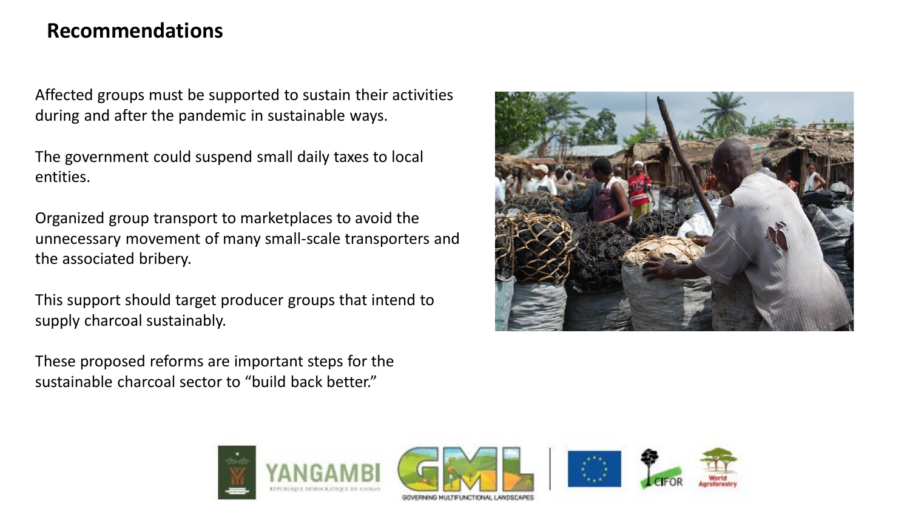## Recommendations

Affected groups must be supported to sustain their activities during and after the pandemic in sustainable ways.

The government could suspend small daily taxes to local entities.

Organized group transport to marketplaces to avoid the unnecessary movement of many small-scale transporters and the associated bribery.

This support should target producer groups that intend to supply charcoal sustainably.

These proposed reforms are important steps for the sustainable charcoal sector to "build back better."